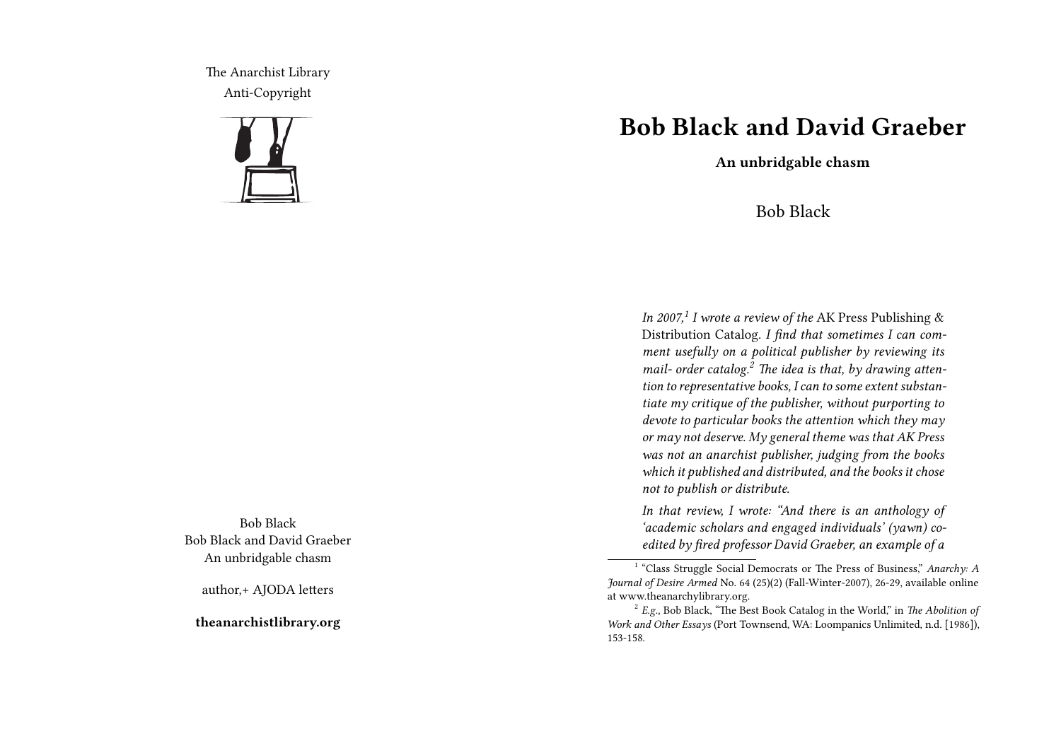The Anarchist Library
Anti-Copyright

Bob Black
Bob Black and David Graeber
An unbridgable chasm

author,+ AJODA letters

**theanarchistlibrary.org**

# Bob Black and David Graeber

**An unbridgable chasm**

Bob Black

*In 2007,*[1] *I wrote a review of the* AK Press Publishing & Distribution Catalog. *I find that sometimes I can comment usefully on a political publisher by reviewing its mail- order catalog.*[2] *The idea is that, by drawing attention to representative books, I can to some extent substantiate my critique of the publisher, without purporting to devote to particular books the attention which they may or may not deserve. My general theme was that AK Press was not an anarchist publisher, judging from the books which it published and distributed, and the books it chose not to publish or distribute.*

*In that review, I wrote: "And there is an anthology of 'academic scholars and engaged individuals' (yawn) co-edited by fired professor David Graeber, an example of a*

[1] "Class Struggle Social Democrats or The Press of Business," *Anarchy: A Journal of Desire Armed* No. 64 (25)(2) (Fall-Winter-2007), 26-29, available online at www.theanarchylibrary.org.

[2] *E.g.*, Bob Black, "The Best Book Catalog in the World," in *The Abolition of Work and Other Essays* (Port Townsend, WA: Loompanics Unlimited, n.d. [1986]), 153-158.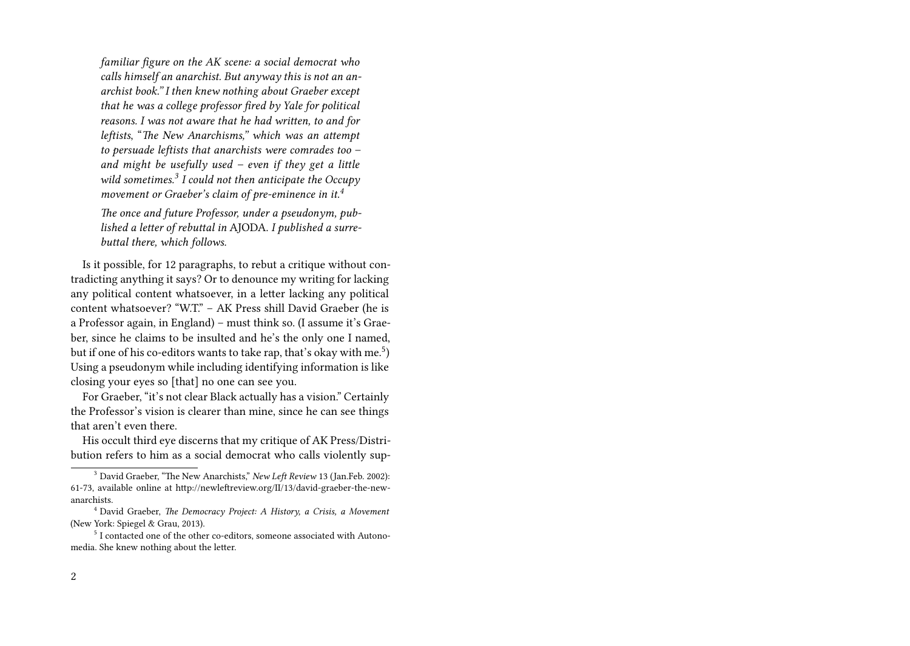*familiar figure on the AK scene: a social democrat who calls himself an anarchist. But anyway this is not an anarchist book." I then knew nothing about Graeber except that he was a college professor fired by Yale for political reasons. I was not aware that he had written, to and for leftists, "The New Anarchisms," which was an attempt to persuade leftists that anarchists were comrades too – and might be usefully used – even if they get a little wild sometimes.*[3] *I could not then anticipate the Occupy movement or Graeber's claim of pre-eminence in it.*[4]

*The once and future Professor, under a pseudonym, published a letter of rebuttal in* AJODA. *I published a surrebuttal there, which follows.*

Is it possible, for 12 paragraphs, to rebut a critique without contradicting anything it says? Or to denounce my writing for lacking any political content whatsoever, in a letter lacking any political content whatsoever? "W.T." – AK Press shill David Graeber (he is a Professor again, in England) – must think so. (I assume it's Graeber, since he claims to be insulted and he's the only one I named, but if one of his co-editors wants to take rap, that's okay with me.[5]) Using a pseudonym while including identifying information is like closing your eyes so [that] no one can see you.

For Graeber, "it's not clear Black actually has a vision." Certainly the Professor's vision is clearer than mine, since he can see things that aren't even there.

His occult third eye discerns that my critique of AK Press/Distribution refers to him as a social democrat who calls violently sup-

[3] David Graeber, "The New Anarchists," *New Left Review* 13 (Jan.Feb. 2002): 61-73, available online at http://newleftreview.org/II/13/david-graeber-the-new-anarchists.

[4] David Graeber, *The Democracy Project: A History, a Crisis, a Movement* (New York: Spiegel & Grau, 2013).

[5] I contacted one of the other co-editors, someone associated with Autonomedia. She knew nothing about the letter.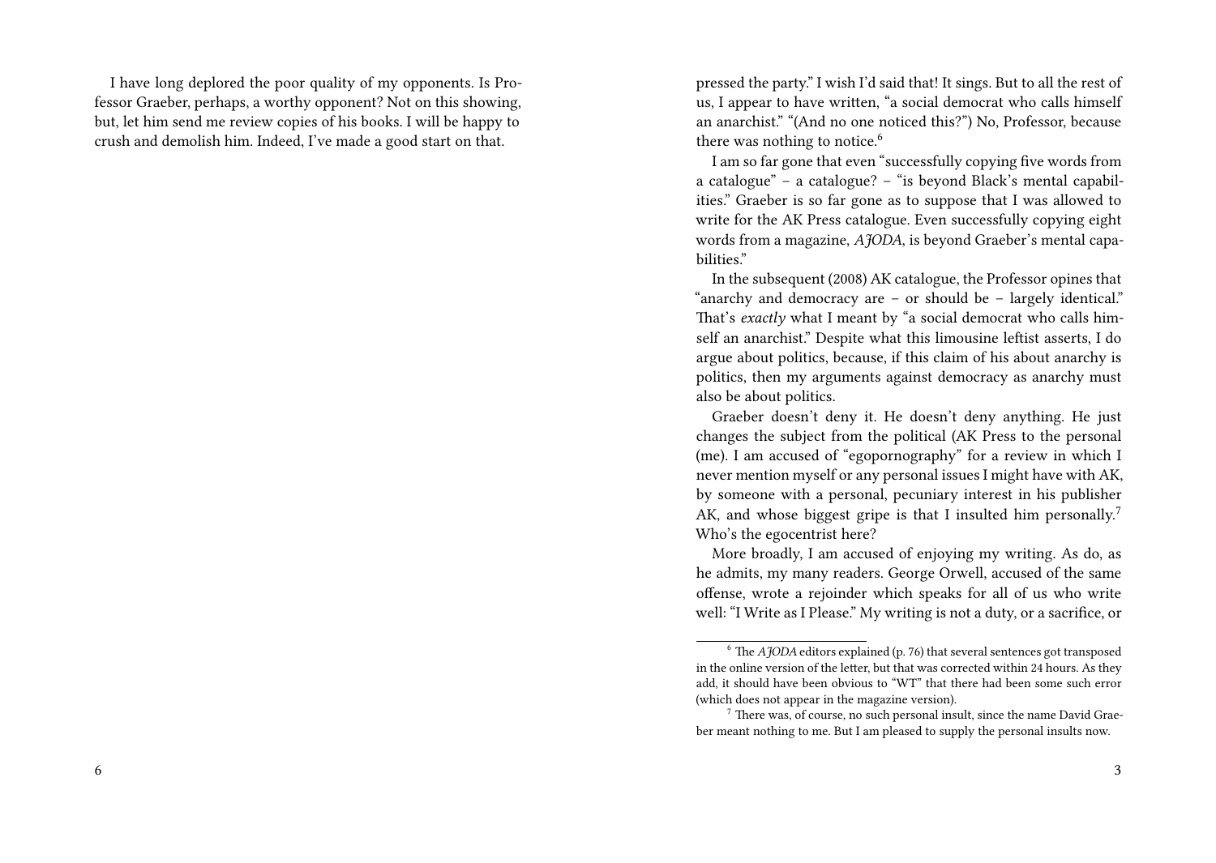I have long deplored the poor quality of my opponents. Is Professor Graeber, perhaps, a worthy opponent? Not on this showing, but, let him send me review copies of his books. I will be happy to crush and demolish him. Indeed, I've made a good start on that.

pressed the party." I wish I'd said that! It sings. But to all the rest of us, I appear to have written, "a social democrat who calls himself an anarchist." "(And no one noticed this?") No, Professor, because there was nothing to notice.[6]

I am so far gone that even "successfully copying five words from a catalogue" – a catalogue? – "is beyond Black's mental capabilities." Graeber is so far gone as to suppose that I was allowed to write for the AK Press catalogue. Even successfully copying eight words from a magazine, *AJODA*, is beyond Graeber's mental capabilities."

In the subsequent (2008) AK catalogue, the Professor opines that "anarchy and democracy are – or should be – largely identical." That's *exactly* what I meant by "a social democrat who calls himself an anarchist." Despite what this limousine leftist asserts, I do argue about politics, because, if this claim of his about anarchy is politics, then my arguments against democracy as anarchy must also be about politics.

Graeber doesn't deny it. He doesn't deny anything. He just changes the subject from the political (AK Press to the personal (me). I am accused of "egopornography" for a review in which I never mention myself or any personal issues I might have with AK, by someone with a personal, pecuniary interest in his publisher AK, and whose biggest gripe is that I insulted him personally.[7] Who's the egocentrist here?

More broadly, I am accused of enjoying my writing. As do, as he admits, my many readers. George Orwell, accused of the same offense, wrote a rejoinder which speaks for all of us who write well: "I Write as I Please." My writing is not a duty, or a sacrifice, or

---

[6] The *AJODA* editors explained (p. 76) that several sentences got transposed in the online version of the letter, but that was corrected within 24 hours. As they add, it should have been obvious to "WT" that there had been some such error (which does not appear in the magazine version).

[7] There was, of course, no such personal insult, since the name David Graeber meant nothing to me. But I am pleased to supply the personal insults now.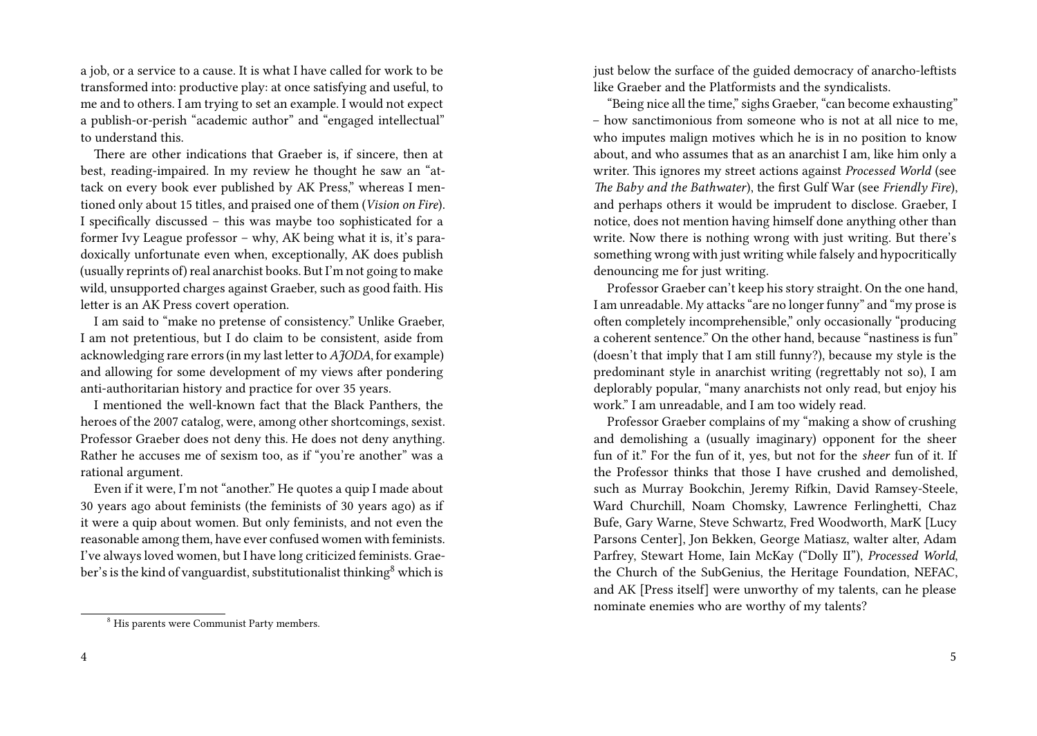a job, or a service to a cause. It is what I have called for work to be transformed into: productive play: at once satisfying and useful, to me and to others. I am trying to set an example. I would not expect a publish-or-perish "academic author" and "engaged intellectual" to understand this.

There are other indications that Graeber is, if sincere, then at best, reading-impaired. In my review he thought he saw an "attack on every book ever published by AK Press," whereas I mentioned only about 15 titles, and praised one of them (*Vision on Fire*). I specifically discussed – this was maybe too sophisticated for a former Ivy League professor – why, AK being what it is, it's paradoxically unfortunate even when, exceptionally, AK does publish (usually reprints of) real anarchist books. But I'm not going to make wild, unsupported charges against Graeber, such as good faith. His letter is an AK Press covert operation.

I am said to "make no pretense of consistency." Unlike Graeber, I am not pretentious, but I do claim to be consistent, aside from acknowledging rare errors (in my last letter to *AJODA*, for example) and allowing for some development of my views after pondering anti-authoritarian history and practice for over 35 years.

I mentioned the well-known fact that the Black Panthers, the heroes of the 2007 catalog, were, among other shortcomings, sexist. Professor Graeber does not deny this. He does not deny anything. Rather he accuses me of sexism too, as if "you're another" was a rational argument.

Even if it were, I'm not "another." He quotes a quip I made about 30 years ago about feminists (the feminists of 30 years ago) as if it were a quip about women. But only feminists, and not even the reasonable among them, have ever confused women with feminists. I've always loved women, but I have long criticized feminists. Graeber's is the kind of vanguardist, substitutionalist thinking[8] which is just below the surface of the guided democracy of anarcho-leftists like Graeber and the Platformists and the syndicalists.

"Being nice all the time," sighs Graeber, "can become exhausting" – how sanctimonious from someone who is not at all nice to me, who imputes malign motives which he is in no position to know about, and who assumes that as an anarchist I am, like him only a writer. This ignores my street actions against *Processed World* (see *The Baby and the Bathwater*), the first Gulf War (see *Friendly Fire*), and perhaps others it would be imprudent to disclose. Graeber, I notice, does not mention having himself done anything other than write. Now there is nothing wrong with just writing. But there's something wrong with just writing while falsely and hypocritically denouncing me for just writing.

Professor Graeber can't keep his story straight. On the one hand, I am unreadable. My attacks "are no longer funny" and "my prose is often completely incomprehensible," only occasionally "producing a coherent sentence." On the other hand, because "nastiness is fun" (doesn't that imply that I am still funny?), because my style is the predominant style in anarchist writing (regrettably not so), I am deplorably popular, "many anarchists not only read, but enjoy his work." I am unreadable, and I am too widely read.

Professor Graeber complains of my "making a show of crushing and demolishing a (usually imaginary) opponent for the sheer fun of it." For the fun of it, yes, but not for the *sheer* fun of it. If the Professor thinks that those I have crushed and demolished, such as Murray Bookchin, Jeremy Rifkin, David Ramsey-Steele, Ward Churchill, Noam Chomsky, Lawrence Ferlinghetti, Chaz Bufe, Gary Warne, Steve Schwartz, Fred Woodworth, MarK [Lucy Parsons Center], Jon Bekken, George Matiasz, walter alter, Adam Parfrey, Stewart Home, Iain McKay ("Dolly II"), *Processed World*, the Church of the SubGenius, the Heritage Foundation, NEFAC, and AK [Press itself] were unworthy of my talents, can he please nominate enemies who are worthy of my talents?

[8] His parents were Communist Party members.